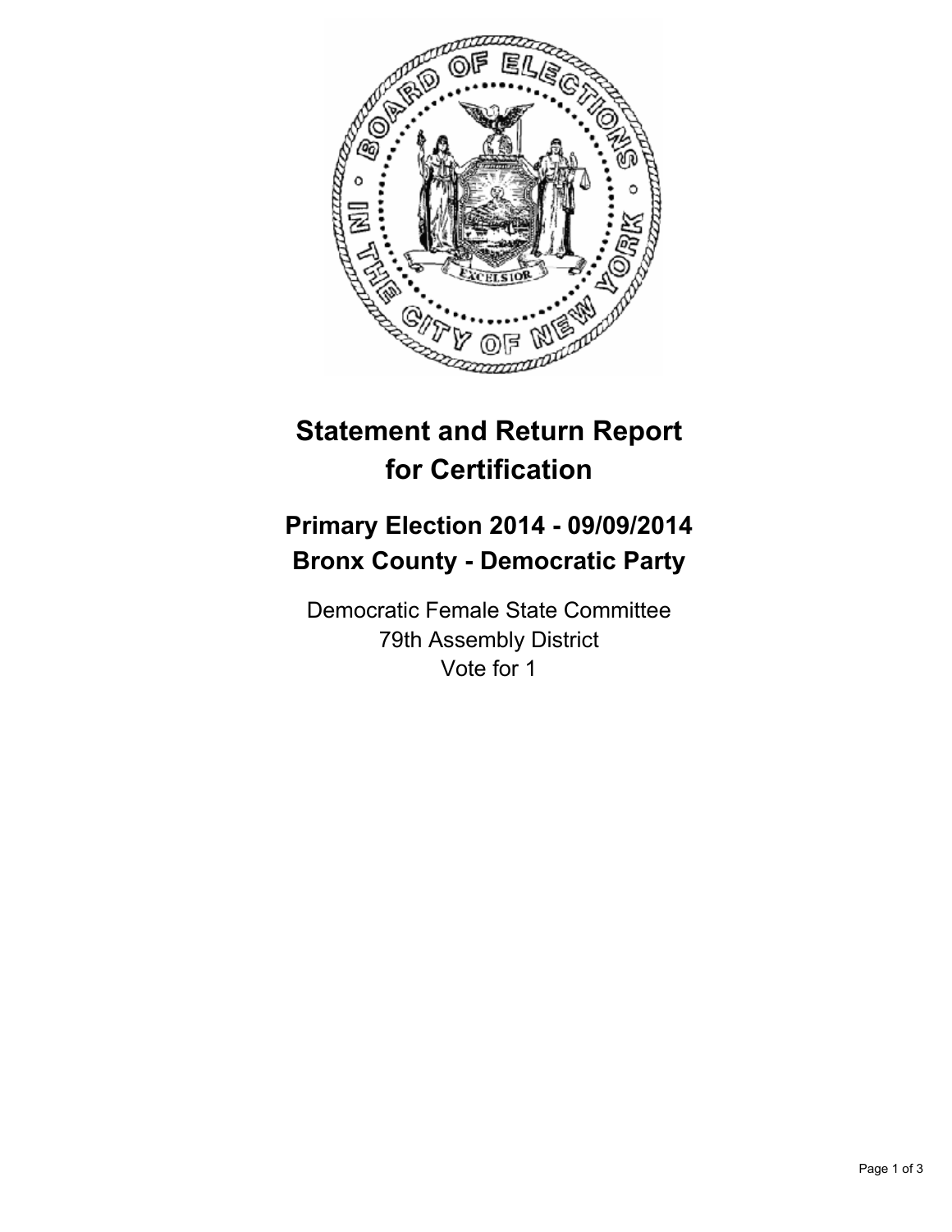# Statement and Return Report for Certification

## Primary Election 2014 - 09/09/2014
## Bronx County - Democratic Party

Democratic Female State Committee
79th Assembly District
Vote for 1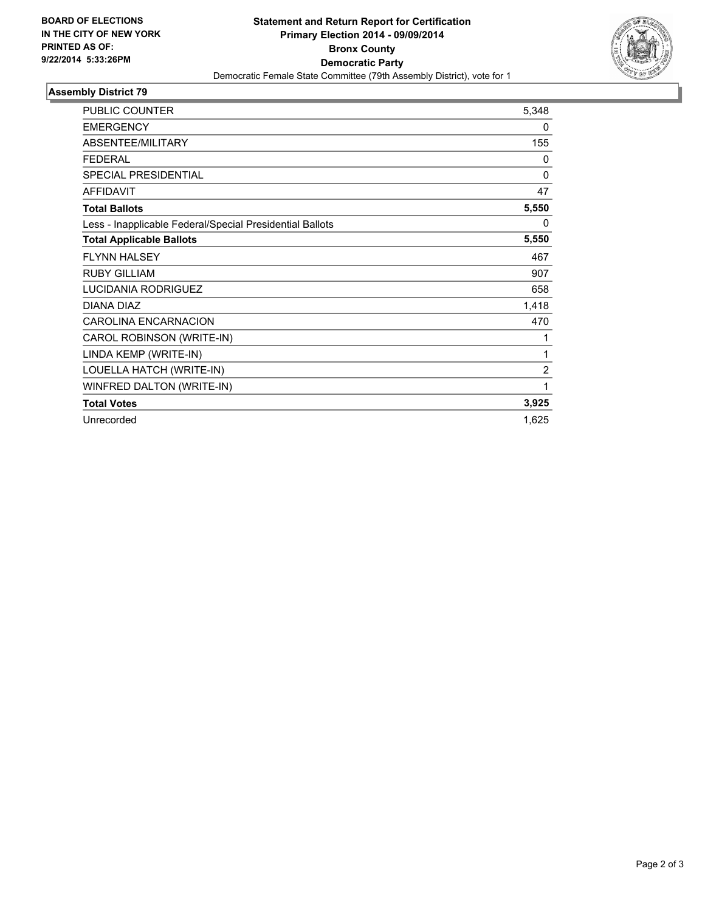**BOARD OF ELECTIONS IN THE CITY OF NEW YORK PRINTED AS OF: 9/22/2014 5:33:26PM**

# Statement and Return Report for Certification
## Primary Election 2014 - 09/09/2014
## Bronx County
## Democratic Party

Democratic Female State Committee (79th Assembly District), vote for 1

### Assembly District 79

| | |
|---|---|
| PUBLIC COUNTER | 5,348 |
| EMERGENCY | 0 |
| ABSENTEE/MILITARY | 155 |
| FEDERAL | 0 |
| SPECIAL PRESIDENTIAL | 0 |
| AFFIDAVIT | 47 |
| **Total Ballots** | **5,550** |
| Less - Inapplicable Federal/Special Presidential Ballots | 0 |
| **Total Applicable Ballots** | **5,550** |
| FLYNN HALSEY | 467 |
| RUBY GILLIAM | 907 |
| LUCIDANIA RODRIGUEZ | 658 |
| DIANA DIAZ | 1,418 |
| CAROLINA ENCARNACION | 470 |
| CAROL ROBINSON (WRITE-IN) | 1 |
| LINDA KEMP (WRITE-IN) | 1 |
| LOUELLA HATCH (WRITE-IN) | 2 |
| WINFRED DALTON (WRITE-IN) | 1 |
| **Total Votes** | **3,925** |
| Unrecorded | 1,625 |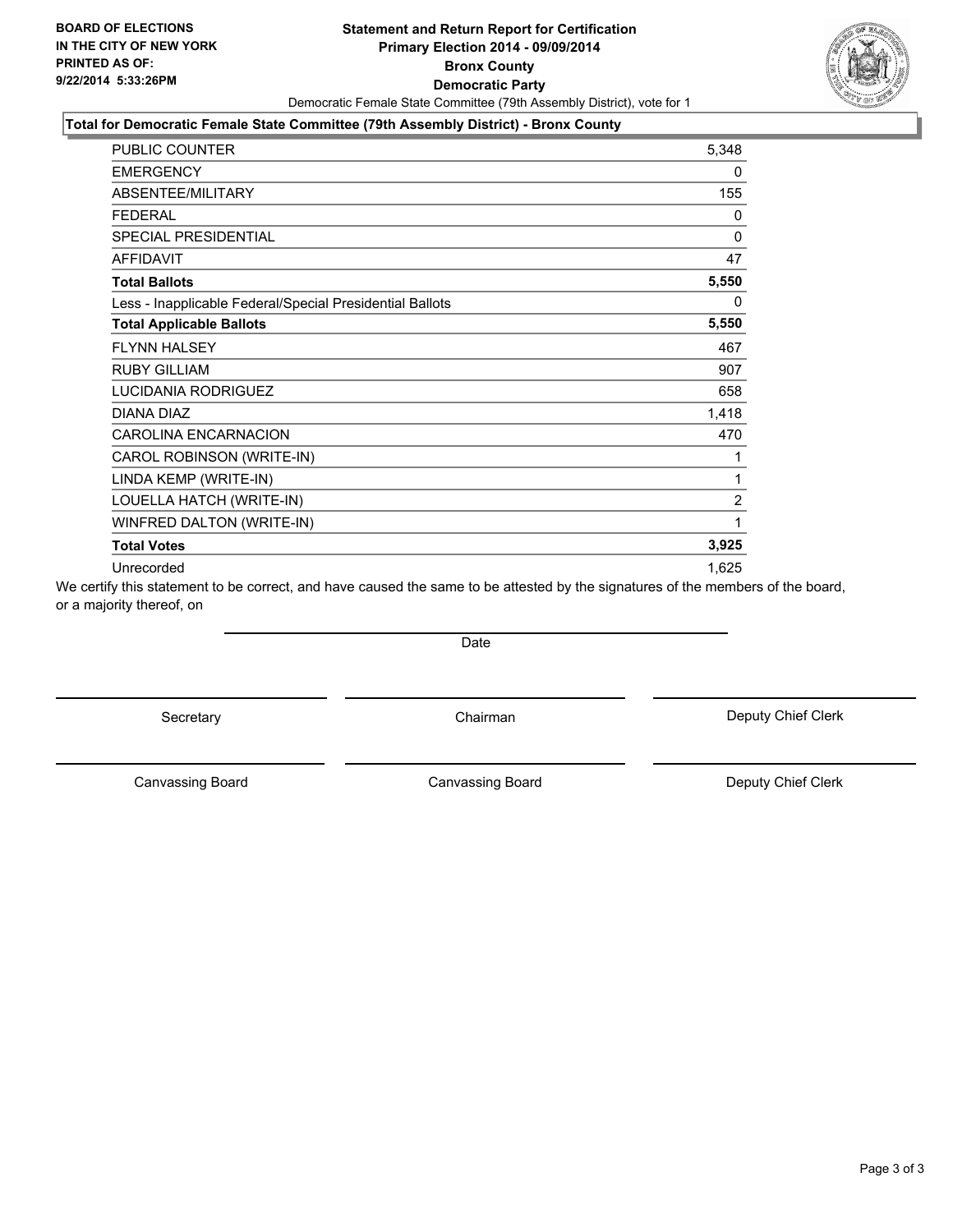**BOARD OF ELECTIONS**
**IN THE CITY OF NEW YORK**
**PRINTED AS OF:**
**9/22/2014 5:33:26PM**

**Statement and Return Report for Certification**
**Primary Election 2014 - 09/09/2014**
**Bronx County**
**Democratic Party**
Democratic Female State Committee (79th Assembly District), vote for 1

**Total for Democratic Female State Committee (79th Assembly District) - Bronx County**

| | |
|---|---|
| PUBLIC COUNTER | 5,348 |
| EMERGENCY | 0 |
| ABSENTEE/MILITARY | 155 |
| FEDERAL | 0 |
| SPECIAL PRESIDENTIAL | 0 |
| AFFIDAVIT | 47 |
| **Total Ballots** | **5,550** |
| Less - Inapplicable Federal/Special Presidential Ballots | 0 |
| **Total Applicable Ballots** | **5,550** |
| FLYNN HALSEY | 467 |
| RUBY GILLIAM | 907 |
| LUCIDANIA RODRIGUEZ | 658 |
| DIANA DIAZ | 1,418 |
| CAROLINA ENCARNACION | 470 |
| CAROL ROBINSON (WRITE-IN) | 1 |
| LINDA KEMP (WRITE-IN) | 1 |
| LOUELLA HATCH (WRITE-IN) | 2 |
| WINFRED DALTON (WRITE-IN) | 1 |
| **Total Votes** | **3,925** |
| Unrecorded | 1,625 |

We certify this statement to be correct, and have caused the same to be attested by the signatures of the members of the board, or a majority thereof, on

Date

Secretary | Chairman | Deputy Chief Clerk

Canvassing Board | Canvassing Board | Deputy Chief Clerk